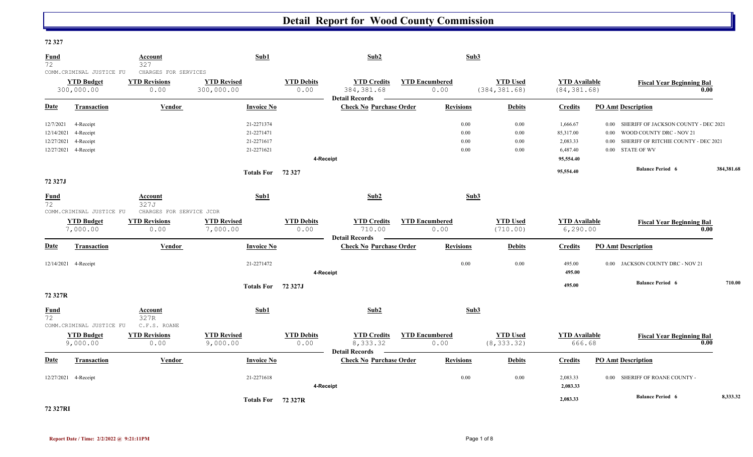# Detail Report for Wood County Commission

## 72 327

| Fund | Account | Sub1 | Sub2 | Sub3 |
|---|---|---|---|---|
| 72 | 327 | | | |
| COMM.CRIMINAL JUSTICE FU | CHARGES FOR SERVICES | | | |

| YTD Budget | YTD Revisions | YTD Revised | YTD Debits | YTD Credits | YTD Encumbered | YTD Used | YTD Available | Fiscal Year Beginning Bal |
|---|---|---|---|---|---|---|---|---|
| 300,000.00 | 0.00 | 300,000.00 | 0.00 | 384,381.68 | 0.00 | (384,381.68) | (84,381.68) | 0.00 |

Detail Records

| Date | Transaction | Vendor | Invoice No | Check No | Purchase Order | Revisions | Debits | Credits | PO Amt | Description |
|---|---|---|---|---|---|---|---|---|---|---|
| 12/7/2021 | 4-Receipt | | 21-2271374 | | | 0.00 | 0.00 | 1,666.67 | 0.00 | SHERIFF OF JACKSON COUNTY - DEC 2021 |
| 12/14/2021 | 4-Receipt | | 21-2271471 | | | 0.00 | 0.00 | 85,317.00 | 0.00 | WOOD COUNTY DRC - NOV 21 |
| 12/27/2021 | 4-Receipt | | 21-2271617 | | | 0.00 | 0.00 | 2,083.33 | 0.00 | SHERIFF OF RITCHIE COUNTY - DEC 2021 |
| 12/27/2021 | 4-Receipt | | 21-2271621 | | | 0.00 | 0.00 | 6,487.40 | 0.00 | STATE OF WV |
| | | | | 4-Receipt | | | | 95,554.40 | | |
| | | | Totals For 72 327 | | | | | 95,554.40 | | Balance Period 6 384,381.68 |

## 72 327J

| Fund | Account | Sub1 | Sub2 | Sub3 |
|---|---|---|---|---|
| 72 | 327J | | | |
| COMM.CRIMINAL JUSTICE FU | CHARGES FOR SERVICE JCDR | | | |

| YTD Budget | YTD Revisions | YTD Revised | YTD Debits | YTD Credits | YTD Encumbered | YTD Used | YTD Available | Fiscal Year Beginning Bal |
|---|---|---|---|---|---|---|---|---|
| 7,000.00 | 0.00 | 7,000.00 | 0.00 | 710.00 | 0.00 | (710.00) | 6,290.00 | 0.00 |

Detail Records

| Date | Transaction | Vendor | Invoice No | Check No | Purchase Order | Revisions | Debits | Credits | PO Amt | Description |
|---|---|---|---|---|---|---|---|---|---|---|
| 12/14/2021 | 4-Receipt | | 21-2271472 | | | 0.00 | 0.00 | 495.00 | 0.00 | JACKSON COUNTY DRC - NOV 21 |
| | | | | 4-Receipt | | | | 495.00 | | |
| | | | Totals For 72 327J | | | | | 495.00 | | Balance Period 6 710.00 |

## 72 327R

| Fund | Account | Sub1 | Sub2 | Sub3 |
|---|---|---|---|---|
| 72 | 327R | | | |
| COMM.CRIMINAL JUSTICE FU | C.F.S. ROANE | | | |

| YTD Budget | YTD Revisions | YTD Revised | YTD Debits | YTD Credits | YTD Encumbered | YTD Used | YTD Available | Fiscal Year Beginning Bal |
|---|---|---|---|---|---|---|---|---|
| 9,000.00 | 0.00 | 9,000.00 | 0.00 | 8,333.32 | 0.00 | (8,333.32) | 666.68 | 0.00 |

Detail Records

| Date | Transaction | Vendor | Invoice No | Check No | Purchase Order | Revisions | Debits | Credits | PO Amt | Description |
|---|---|---|---|---|---|---|---|---|---|---|
| 12/27/2021 | 4-Receipt | | 21-2271618 | | | 0.00 | 0.00 | 2,083.33 | 0.00 | SHERIFF OF ROANE COUNTY - |
| | | | | 4-Receipt | | | | 2,083.33 | | |
| | | | Totals For 72 327R | | | | | 2,083.33 | | Balance Period 6 8,333.32 |

## 72 327RI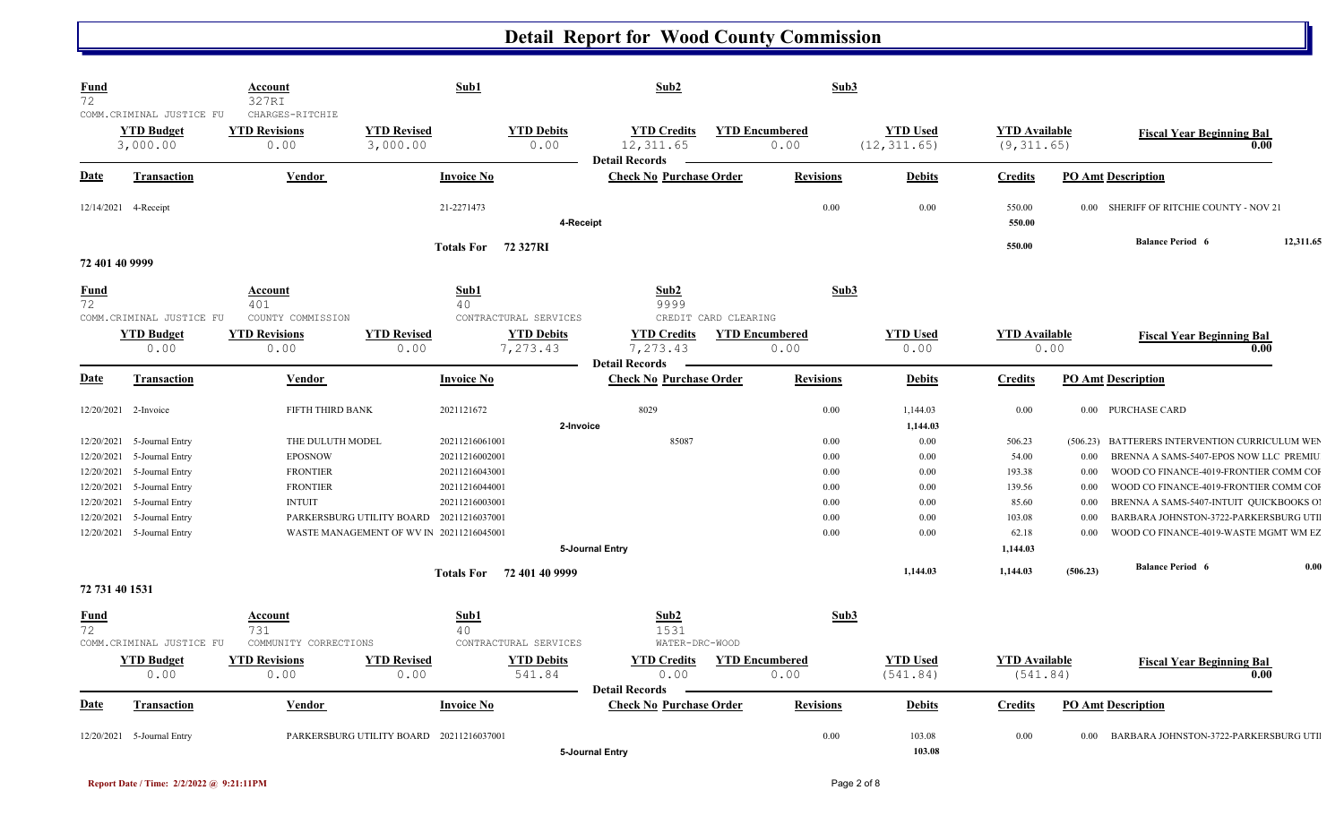# Detail Report for Wood County Commission

| Fund | | Account | | Sub1 | | Sub2 | | Sub3 | | |
|---|---|---|---|---|---|---|---|---|---|---|
| 72 | | 327RI | | | | | | | | |
| COMM.CRIMINAL JUSTICE FU | | CHARGES-RITCHIE | | | | | | | | |

| YTD Budget | YTD Revisions | YTD Revised | YTD Debits | YTD Credits | YTD Encumbered | YTD Used | YTD Available | Fiscal Year Beginning Bal |
|---|---|---|---|---|---|---|---|---|
| 3,000.00 | 0.00 | 3,000.00 | 0.00 | 12,311.65 | 0.00 | (12,311.65) | (9,311.65) | 0.00 |

**Detail Records**

| Date | Transaction | Vendor | Invoice No | Check No | Purchase Order | Revisions | Debits | Credits | PO Amt | Description |
|---|---|---|---|---|---|---|---|---|---|---|
| 12/14/2021 | 4-Receipt | | 21-2271473 | | | 0.00 | 0.00 | 550.00 | 0.00 | SHERIFF OF RITCHIE COUNTY - NOV 21 |
| | | | | 4-Receipt | | | | 550.00 | | |
| | | | Totals For 72 327RI | | | | | 550.00 | | Balance Period 6 — 12,311.65 |

## 72 401 40 9999

| Fund | | Account | | Sub1 | | Sub2 | | Sub3 | | |
|---|---|---|---|---|---|---|---|---|---|---|
| 72 | | 401 | | 40 | | 9999 | | | | |
| COMM.CRIMINAL JUSTICE FU | | COUNTY COMMISSION | | CONTRACTUAL SERVICES | | CREDIT CARD CLEARING | | | | |

| YTD Budget | YTD Revisions | YTD Revised | YTD Debits | YTD Credits | YTD Encumbered | YTD Used | YTD Available | Fiscal Year Beginning Bal |
|---|---|---|---|---|---|---|---|---|
| 0.00 | 0.00 | 0.00 | 7,273.43 | 7,273.43 | 0.00 | 0.00 | 0.00 | 0.00 |

**Detail Records**

| Date | Transaction | Vendor | Invoice No | Check No | Purchase Order | Revisions | Debits | Credits | PO Amt | Description |
|---|---|---|---|---|---|---|---|---|---|---|
| 12/20/2021 | 2-Invoice | FIFTH THIRD BANK | 2021121672 | 8029 | | 0.00 | 1,144.03 | 0.00 | 0.00 | PURCHASE CARD |
| | | | | 2-Invoice | | | 1,144.03 | | | |
| 12/20/2021 | 5-Journal Entry | THE DULUTH MODEL | 20211216061001 | | 85087 | 0.00 | 0.00 | 506.23 | (506.23) | BATTERERS INTERVENTION CURRICULUM WEN |
| 12/20/2021 | 5-Journal Entry | EPOSNOW | 20211216002001 | | | 0.00 | 0.00 | 54.00 | 0.00 | BRENNA A SAMS-5407-EPOS NOW LLC PREMIU |
| 12/20/2021 | 5-Journal Entry | FRONTIER | 20211216043001 | | | 0.00 | 0.00 | 193.38 | 0.00 | WOOD CO FINANCE-4019-FRONTIER COMM COI |
| 12/20/2021 | 5-Journal Entry | FRONTIER | 20211216044001 | | | 0.00 | 0.00 | 139.56 | 0.00 | WOOD CO FINANCE-4019-FRONTIER COMM COI |
| 12/20/2021 | 5-Journal Entry | INTUIT | 20211216003001 | | | 0.00 | 0.00 | 85.60 | 0.00 | BRENNA A SAMS-5407-INTUIT QUICKBOOKS OI |
| 12/20/2021 | 5-Journal Entry | PARKERSBURG UTILITY BOARD | 20211216037001 | | | 0.00 | 0.00 | 103.08 | 0.00 | BARBARA JOHNSTON-3722-PARKERSBURG UTII |
| 12/20/2021 | 5-Journal Entry | WASTE MANAGEMENT OF WV IN | 20211216045001 | | | 0.00 | 0.00 | 62.18 | 0.00 | WOOD CO FINANCE-4019-WASTE MGMT WM EZ |
| | | | | 5-Journal Entry | | | | 1,144.03 | | |
| | | | Totals For 72 401 40 9999 | | | | 1,144.03 | 1,144.03 | (506.23) | Balance Period 6 — 0.00 |

## 72 731 40 1531

| Fund | | Account | | Sub1 | | Sub2 | | Sub3 | | |
|---|---|---|---|---|---|---|---|---|---|---|
| 72 | | 731 | | 40 | | 1531 | | | | |
| COMM.CRIMINAL JUSTICE FU | | COMMUNITY CORRECTIONS | | CONTRACTUAL SERVICES | | WATER-DRC-WOOD | | | | |

| YTD Budget | YTD Revisions | YTD Revised | YTD Debits | YTD Credits | YTD Encumbered | YTD Used | YTD Available | Fiscal Year Beginning Bal |
|---|---|---|---|---|---|---|---|---|
| 0.00 | 0.00 | 0.00 | 541.84 | 0.00 | 0.00 | (541.84) | (541.84) | 0.00 |

**Detail Records**

| Date | Transaction | Vendor | Invoice No | Check No | Purchase Order | Revisions | Debits | Credits | PO Amt | Description |
|---|---|---|---|---|---|---|---|---|---|---|
| 12/20/2021 | 5-Journal Entry | PARKERSBURG UTILITY BOARD | 20211216037001 | | | 0.00 | 103.08 | 0.00 | 0.00 | BARBARA JOHNSTON-3722-PARKERSBURG UTII |
| | | | | 5-Journal Entry | | | 103.08 | | | |

Report Date / Time: 2/2/2022 @ 9:21:11PM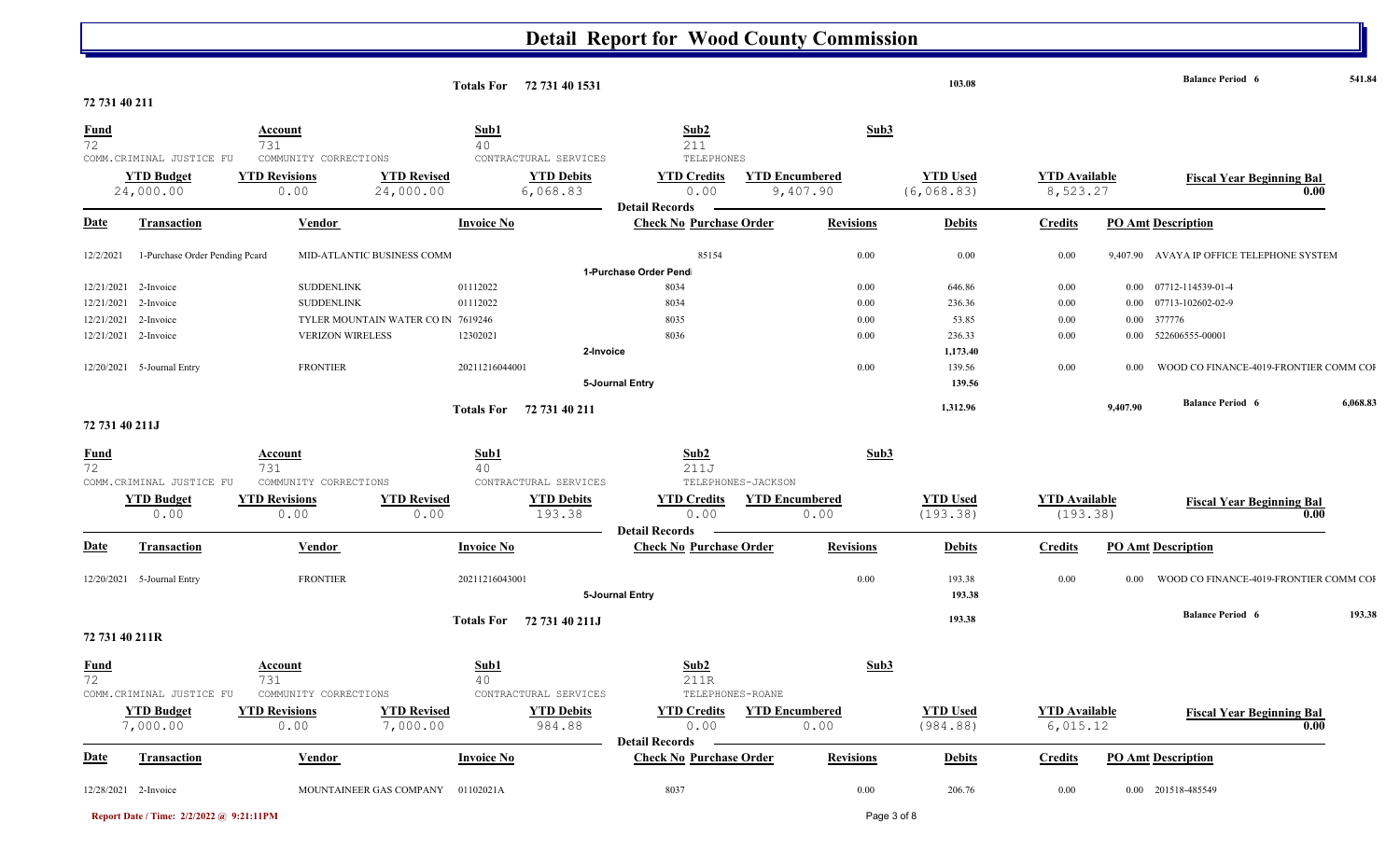# Detail Report for Wood County Commission

**Totals For 72 731 40 1531** — 103.08 — **Balance Period 6** 541.84

## 72 731 40 211

| Fund | Account | Sub1 | Sub2 | Sub3 |
|---|---|---|---|---|
| 72 | 731 | 40 | 211 | |
| COMM.CRIMINAL JUSTICE FU | COMMUNITY CORRECTIONS | CONTRACTUAL SERVICES | TELEPHONES | |

| YTD Budget | YTD Revisions | YTD Revised | YTD Debits | YTD Credits | YTD Encumbered | YTD Used | YTD Available | Fiscal Year Beginning Bal |
|---|---|---|---|---|---|---|---|---|
| 24,000.00 | 0.00 | 24,000.00 | 6,068.83 | 0.00 | 9,407.90 | (6,068.83) | 8,523.27 | 0.00 |

**Detail Records**

| Date | Transaction | Vendor | Invoice No | Check No Purchase Order | Revisions | Debits | Credits | PO Amt | Description |
|---|---|---|---|---|---|---|---|---|---|
| 12/2/2021 | 1-Purchase Order Pending Pcard | MID-ATLANTIC BUSINESS COMM | | 85154 | 0.00 | 0.00 | 0.00 | 9,407.90 | AVAYA IP OFFICE TELEPHONE SYSTEM |
| | | | | 1-Purchase Order Pendi | | | | | |
| 12/21/2021 | 2-Invoice | SUDDENLINK | 01112022 | 8034 | 0.00 | 646.86 | 0.00 | 0.00 | 07712-114539-01-4 |
| 12/21/2021 | 2-Invoice | SUDDENLINK | 01112022 | 8034 | 0.00 | 236.36 | 0.00 | 0.00 | 07713-102602-02-9 |
| 12/21/2021 | 2-Invoice | TYLER MOUNTAIN WATER CO IN | 7619246 | 8035 | 0.00 | 53.85 | 0.00 | 0.00 | 377776 |
| 12/21/2021 | 2-Invoice | VERIZON WIRELESS | 12302021 | 8036 | 0.00 | 236.33 | 0.00 | 0.00 | 522606555-00001 |
| | | | 2-Invoice | | | 1,173.40 | | | |
| 12/20/2021 | 5-Journal Entry | FRONTIER | 20211216044001 | | 0.00 | 139.56 | 0.00 | 0.00 | WOOD CO FINANCE-4019-FRONTIER COMM COI |
| | | | 5-Journal Entry | | | 139.56 | | | |

**Totals For 72 731 40 211** — 1,312.96 — 9,407.90 — **Balance Period 6** 6,068.83

## 72 731 40 211J

| Fund | Account | Sub1 | Sub2 | Sub3 |
|---|---|---|---|---|
| 72 | 731 | 40 | 211J | |
| COMM.CRIMINAL JUSTICE FU | COMMUNITY CORRECTIONS | CONTRACTUAL SERVICES | TELEPHONES-JACKSON | |

| YTD Budget | YTD Revisions | YTD Revised | YTD Debits | YTD Credits | YTD Encumbered | YTD Used | YTD Available | Fiscal Year Beginning Bal |
|---|---|---|---|---|---|---|---|---|
| 0.00 | 0.00 | 0.00 | 193.38 | 0.00 | 0.00 | (193.38) | (193.38) | 0.00 |

**Detail Records**

| Date | Transaction | Vendor | Invoice No | Check No Purchase Order | Revisions | Debits | Credits | PO Amt | Description |
|---|---|---|---|---|---|---|---|---|---|
| 12/20/2021 | 5-Journal Entry | FRONTIER | 20211216043001 | | 0.00 | 193.38 | 0.00 | 0.00 | WOOD CO FINANCE-4019-FRONTIER COMM COI |
| | | | 5-Journal Entry | | | 193.38 | | | |

**Totals For 72 731 40 211J** — 193.38 — **Balance Period 6** 193.38

## 72 731 40 211R

| Fund | Account | Sub1 | Sub2 | Sub3 |
|---|---|---|---|---|
| 72 | 731 | 40 | 211R | |
| COMM.CRIMINAL JUSTICE FU | COMMUNITY CORRECTIONS | CONTRACTUAL SERVICES | TELEPHONES-ROANE | |

| YTD Budget | YTD Revisions | YTD Revised | YTD Debits | YTD Credits | YTD Encumbered | YTD Used | YTD Available | Fiscal Year Beginning Bal |
|---|---|---|---|---|---|---|---|---|
| 7,000.00 | 0.00 | 7,000.00 | 984.88 | 0.00 | 0.00 | (984.88) | 6,015.12 | 0.00 |

**Detail Records**

| Date | Transaction | Vendor | Invoice No | Check No Purchase Order | Revisions | Debits | Credits | PO Amt | Description |
|---|---|---|---|---|---|---|---|---|---|
| 12/28/2021 | 2-Invoice | MOUNTAINEER GAS COMPANY | 01102021A | 8037 | 0.00 | 206.76 | 0.00 | 0.00 | 201518-485549 |

Report Date / Time: 2/2/2022 @ 9:21:11PM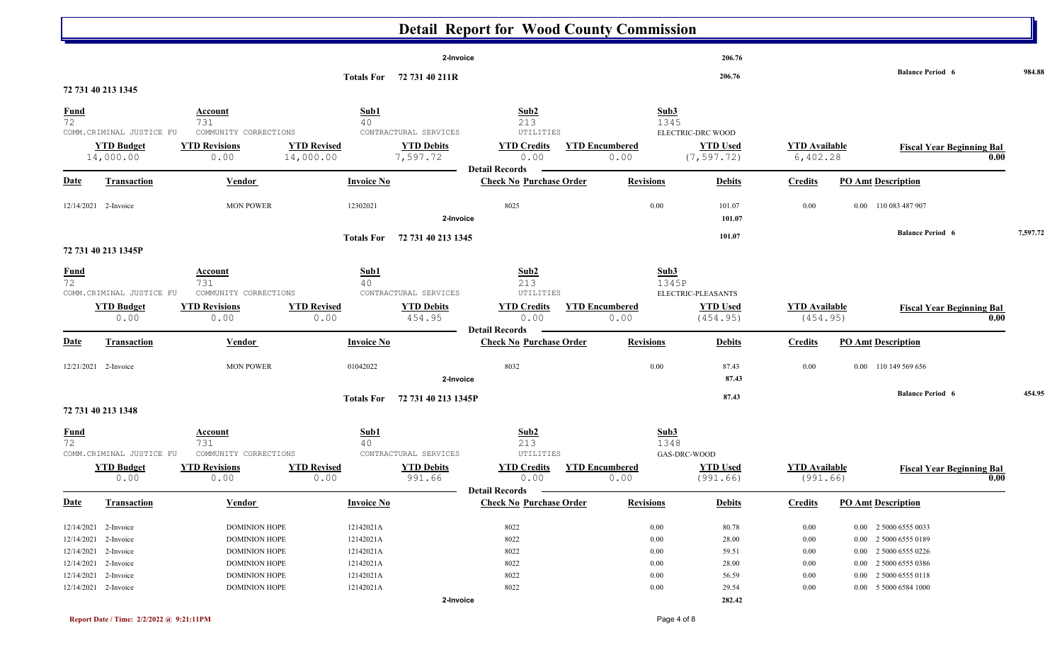# Detail Report for Wood County Commission

| | | | | | | | |
|---|---|---|---|---|---|---|---|
| 2-Invoice | | | | 206.76 | | | |
| Totals For 72 731 40 211R | | | | 206.76 | | Balance Period 6 | 984.88 |

### 72 731 40 213 1345

| Fund | Account | Sub1 | Sub2 | Sub3 | | |
|---|---|---|---|---|---|---|
| 72 | 731 | 40 | 213 | 1345 | | |
| COMM.CRIMINAL JUSTICE FU | COMMUNITY CORRECTIONS | CONTRACTURAL SERVICES | UTILITIES | ELECTRIC-DRC WOOD | | |

| YTD Budget | YTD Revisions | YTD Revised | YTD Debits | YTD Credits | YTD Encumbered | YTD Used | YTD Available | Fiscal Year Beginning Bal |
|---|---|---|---|---|---|---|---|---|
| 14,000.00 | 0.00 | 14,000.00 | 7,597.72 | 0.00 | 0.00 | (7,597.72) | 6,402.28 | 0.00 |

| Date | Transaction | Vendor | Invoice No | Check No | Purchase Order | Revisions | Debits | Credits | PO Amt | Description |
|---|---|---|---|---|---|---|---|---|---|---|
| 12/14/2021 | 2-Invoice | MON POWER | 12302021 | 8025 | | 0.00 | 101.07 | 0.00 | 0.00 | 110 083 487 907 |
| | 2-Invoice | | | | | | 101.07 | | | |
| | Totals For 72 731 40 213 1345 | | | | | | 101.07 | | | Balance Period 6 7,597.72 |

### 72 731 40 213 1345P

| Fund | Account | Sub1 | Sub2 | Sub3 | | |
|---|---|---|---|---|---|---|
| 72 | 731 | 40 | 213 | 1345P | | |
| COMM.CRIMINAL JUSTICE FU | COMMUNITY CORRECTIONS | CONTRACTURAL SERVICES | UTILITIES | ELECTRIC-PLEASANTS | | |

| YTD Budget | YTD Revisions | YTD Revised | YTD Debits | YTD Credits | YTD Encumbered | YTD Used | YTD Available | Fiscal Year Beginning Bal |
|---|---|---|---|---|---|---|---|---|
| 0.00 | 0.00 | 0.00 | 454.95 | 0.00 | 0.00 | (454.95) | (454.95) | 0.00 |

| Date | Transaction | Vendor | Invoice No | Check No | Purchase Order | Revisions | Debits | Credits | PO Amt | Description |
|---|---|---|---|---|---|---|---|---|---|---|
| 12/21/2021 | 2-Invoice | MON POWER | 01042022 | 8032 | | 0.00 | 87.43 | 0.00 | 0.00 | 110 149 569 656 |
| | 2-Invoice | | | | | | 87.43 | | | |
| | Totals For 72 731 40 213 1345P | | | | | | 87.43 | | | Balance Period 6 454.95 |

### 72 731 40 213 1348

| Fund | Account | Sub1 | Sub2 | Sub3 | | |
|---|---|---|---|---|---|---|
| 72 | 731 | 40 | 213 | 1348 | | |
| COMM.CRIMINAL JUSTICE FU | COMMUNITY CORRECTIONS | CONTRACTURAL SERVICES | UTILITIES | GAS-DRC-WOOD | | |

| YTD Budget | YTD Revisions | YTD Revised | YTD Debits | YTD Credits | YTD Encumbered | YTD Used | YTD Available | Fiscal Year Beginning Bal |
|---|---|---|---|---|---|---|---|---|
| 0.00 | 0.00 | 0.00 | 991.66 | 0.00 | 0.00 | (991.66) | (991.66) | 0.00 |

| Date | Transaction | Vendor | Invoice No | Check No | Purchase Order | Revisions | Debits | Credits | PO Amt | Description |
|---|---|---|---|---|---|---|---|---|---|---|
| 12/14/2021 | 2-Invoice | DOMINION HOPE | 12142021A | 8022 | | 0.00 | 80.78 | 0.00 | 0.00 | 2 5000 6555 0033 |
| 12/14/2021 | 2-Invoice | DOMINION HOPE | 12142021A | 8022 | | 0.00 | 28.00 | 0.00 | 0.00 | 2 5000 6555 0189 |
| 12/14/2021 | 2-Invoice | DOMINION HOPE | 12142021A | 8022 | | 0.00 | 59.51 | 0.00 | 0.00 | 2 5000 6555 0226 |
| 12/14/2021 | 2-Invoice | DOMINION HOPE | 12142021A | 8022 | | 0.00 | 28.00 | 0.00 | 0.00 | 2 5000 6555 0386 |
| 12/14/2021 | 2-Invoice | DOMINION HOPE | 12142021A | 8022 | | 0.00 | 56.59 | 0.00 | 0.00 | 2 5000 6555 0118 |
| 12/14/2021 | 2-Invoice | DOMINION HOPE | 12142021A | 8022 | | 0.00 | 29.54 | 0.00 | 0.00 | 5 5000 6584 1000 |
| | 2-Invoice | | | | | | 282.42 | | | |

Report Date / Time: 2/2/2022 @ 9:21:11PM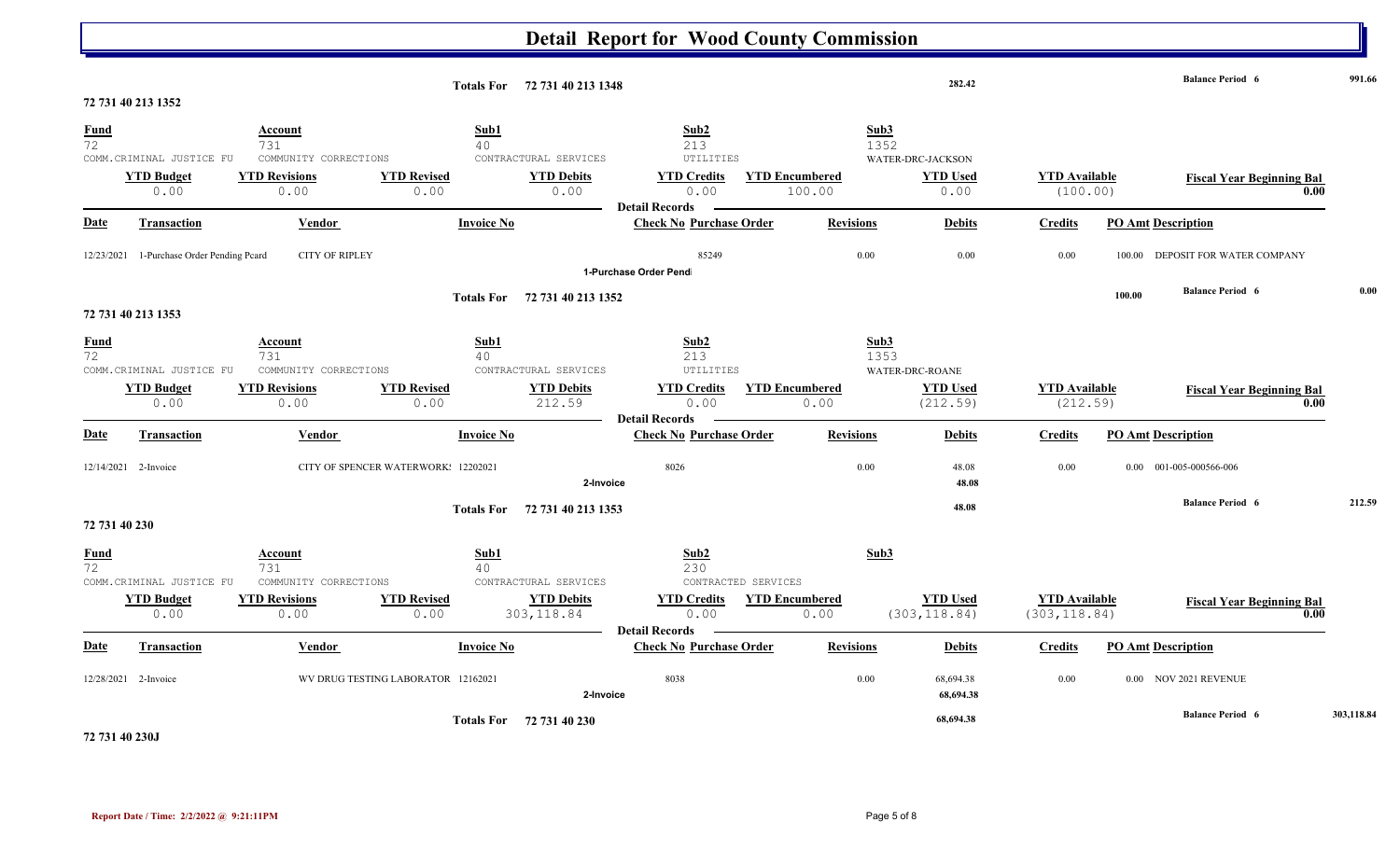# Detail Report for Wood County Commission

| | | Totals For | 72 731 40 213 1348 | | 282.42 | | Balance Period 6 | 991.66 |
|---|---|---|---|---|---|---|---|---|

## 72 731 40 213 1352

| Fund | Account | Sub1 | Sub2 | Sub3 |
|---|---|---|---|---|
| 72 | 731 | 40 | 213 | 1352 |
| COMM.CRIMINAL JUSTICE FU | COMMUNITY CORRECTIONS | CONTRACTURAL SERVICES | UTILITIES | WATER-DRC-JACKSON |

| YTD Budget | YTD Revisions | YTD Revised | YTD Debits | YTD Credits | YTD Encumbered | YTD Used | YTD Available | Fiscal Year Beginning Bal |
|---|---|---|---|---|---|---|---|---|
| 0.00 | 0.00 | 0.00 | 0.00 | 0.00 | 100.00 | 0.00 | (100.00) | 0.00 |

**Detail Records**

| Date | Transaction | Vendor | Invoice No | Check No | Purchase Order | Revisions | Debits | Credits | PO Amt | Description |
|---|---|---|---|---|---|---|---|---|---|---|
| 12/23/2021 | 1-Purchase Order Pending Pcard | CITY OF RIPLEY | | | 85249 | 0.00 | 0.00 | 0.00 | 100.00 | DEPOSIT FOR WATER COMPANY |
| | | | | 1-Purchase Order Pend | | | | | | |

| | | Totals For | 72 731 40 213 1352 | | | 100.00 | Balance Period 6 | 0.00 |
|---|---|---|---|---|---|---|---|---|

## 72 731 40 213 1353

| Fund | Account | Sub1 | Sub2 | Sub3 |
|---|---|---|---|---|
| 72 | 731 | 40 | 213 | 1353 |
| COMM.CRIMINAL JUSTICE FU | COMMUNITY CORRECTIONS | CONTRACTURAL SERVICES | UTILITIES | WATER-DRC-ROANE |

| YTD Budget | YTD Revisions | YTD Revised | YTD Debits | YTD Credits | YTD Encumbered | YTD Used | YTD Available | Fiscal Year Beginning Bal |
|---|---|---|---|---|---|---|---|---|
| 0.00 | 0.00 | 0.00 | 212.59 | 0.00 | 0.00 | (212.59) | (212.59) | 0.00 |

**Detail Records**

| Date | Transaction | Vendor | Invoice No | Check No | Purchase Order | Revisions | Debits | Credits | PO Amt | Description |
|---|---|---|---|---|---|---|---|---|---|---|
| 12/14/2021 | 2-Invoice | CITY OF SPENCER WATERWORK! | 12202021 | 8026 | | 0.00 | 48.08 | 0.00 | 0.00 | 001-005-000566-006 |
| | | | 2-Invoice | | | | 48.08 | | | |

| | | Totals For | 72 731 40 213 1353 | | 48.08 | | Balance Period 6 | 212.59 |
|---|---|---|---|---|---|---|---|---|

## 72 731 40 230

| Fund | Account | Sub1 | Sub2 | Sub3 |
|---|---|---|---|---|
| 72 | 731 | 40 | 230 | |
| COMM.CRIMINAL JUSTICE FU | COMMUNITY CORRECTIONS | CONTRACTURAL SERVICES | CONTRACTED SERVICES | |

| YTD Budget | YTD Revisions | YTD Revised | YTD Debits | YTD Credits | YTD Encumbered | YTD Used | YTD Available | Fiscal Year Beginning Bal |
|---|---|---|---|---|---|---|---|---|
| 0.00 | 0.00 | 0.00 | 303,118.84 | 0.00 | 0.00 | (303,118.84) | (303,118.84) | 0.00 |

**Detail Records**

| Date | Transaction | Vendor | Invoice No | Check No | Purchase Order | Revisions | Debits | Credits | PO Amt | Description |
|---|---|---|---|---|---|---|---|---|---|---|
| 12/28/2021 | 2-Invoice | WV DRUG TESTING LABORATOR | 12162021 | 8038 | | 0.00 | 68,694.38 | 0.00 | 0.00 | NOV 2021 REVENUE |
| | | | 2-Invoice | | | | 68,694.38 | | | |

| | | Totals For | 72 731 40 230 | | 68,694.38 | | Balance Period 6 | 303,118.84 |
|---|---|---|---|---|---|---|---|---|

## 72 731 40 230J

Report Date / Time: 2/2/2022 @ 9:21:11PM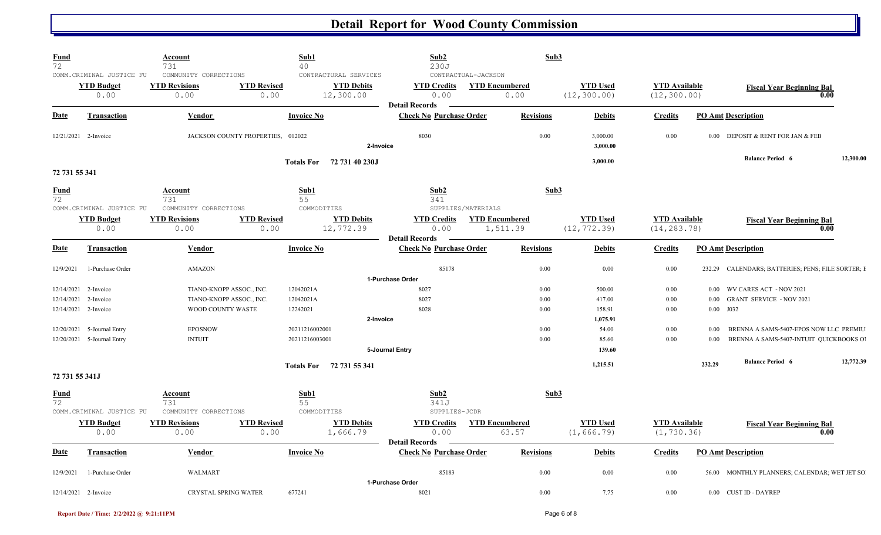# Detail Report for Wood County Commission

| Fund | Account | Sub1 | Sub2 | Sub3 |
|---|---|---|---|---|
| 72 | 731 | 40 | 230J | |
| COMM.CRIMINAL JUSTICE FU | COMMUNITY CORRECTIONS | CONTRACTURAL SERVICES | CONTRACTUAL-JACKSON | |

| YTD Budget | YTD Revisions | YTD Revised | YTD Debits | YTD Credits | YTD Encumbered | YTD Used | YTD Available | Fiscal Year Beginning Bal |
|---|---|---|---|---|---|---|---|---|
| 0.00 | 0.00 | 0.00 | 12,300.00 | 0.00 | 0.00 | (12,300.00) | (12,300.00) | 0.00 |

**Detail Records**

| Date | Transaction | Vendor | Invoice No | Check No | Purchase Order | Revisions | Debits | Credits | PO Amt | Description |
|---|---|---|---|---|---|---|---|---|---|---|
| 12/21/2021 | 2-Invoice | JACKSON COUNTY PROPERTIES, | 012022 | 8030 | | 0.00 | 3,000.00 | 0.00 | 0.00 | DEPOSIT & RENT FOR JAN & FEB |
| | | | | 2-Invoice | | | 3,000.00 | | | |
| | | | Totals For 72 731 40 230J | | | | 3,000.00 | | | Balance Period 6 12,300.00 |

## 72 731 55 341

| Fund | Account | Sub1 | Sub2 | Sub3 |
|---|---|---|---|---|
| 72 | 731 | 55 | 341 | |
| COMM.CRIMINAL JUSTICE FU | COMMUNITY CORRECTIONS | COMMODITIES | SUPPLIES/MATERIALS | |

| YTD Budget | YTD Revisions | YTD Revised | YTD Debits | YTD Credits | YTD Encumbered | YTD Used | YTD Available | Fiscal Year Beginning Bal |
|---|---|---|---|---|---|---|---|---|
| 0.00 | 0.00 | 0.00 | 12,772.39 | 0.00 | 1,511.39 | (12,772.39) | (14,283.78) | 0.00 |

**Detail Records**

| Date | Transaction | Vendor | Invoice No | Check No | Purchase Order | Revisions | Debits | Credits | PO Amt | Description |
|---|---|---|---|---|---|---|---|---|---|---|
| 12/9/2021 | 1-Purchase Order | AMAZON | | | 85178 | 0.00 | 0.00 | 0.00 | 232.29 | CALENDARS; BATTERIES; PENS; FILE SORTER; F |
| | | | | 1-Purchase Order | | | | | | |
| 12/14/2021 | 2-Invoice | TIANO-KNOPP ASSOC., INC. | 12042021A | 8027 | | 0.00 | 500.00 | 0.00 | 0.00 | WV CARES ACT - NOV 2021 |
| 12/14/2021 | 2-Invoice | TIANO-KNOPP ASSOC., INC. | 12042021A | 8027 | | 0.00 | 417.00 | 0.00 | 0.00 | GRANT SERVICE - NOV 2021 |
| 12/14/2021 | 2-Invoice | WOOD COUNTY WASTE | 12242021 | 8028 | | 0.00 | 158.91 | 0.00 | 0.00 | J032 |
| | | | | 2-Invoice | | | 1,075.91 | | | |
| 12/20/2021 | 5-Journal Entry | EPOSNOW | 20211216002001 | | | 0.00 | 54.00 | 0.00 | 0.00 | BRENNA A SAMS-5407-EPOS NOW LLC PREMIU |
| 12/20/2021 | 5-Journal Entry | INTUIT | 20211216003001 | | | 0.00 | 85.60 | 0.00 | 0.00 | BRENNA A SAMS-5407-INTUIT QUICKBOOKS OI |
| | | | | 5-Journal Entry | | | 139.60 | | | |
| | | | Totals For 72 731 55 341 | | | | 1,215.51 | | 232.29 | Balance Period 6 12,772.39 |

## 72 731 55 341J

| Fund | Account | Sub1 | Sub2 | Sub3 |
|---|---|---|---|---|
| 72 | 731 | 55 | 341J | |
| COMM.CRIMINAL JUSTICE FU | COMMUNITY CORRECTIONS | COMMODITIES | SUPPLIES-JCDR | |

| YTD Budget | YTD Revisions | YTD Revised | YTD Debits | YTD Credits | YTD Encumbered | YTD Used | YTD Available | Fiscal Year Beginning Bal |
|---|---|---|---|---|---|---|---|---|
| 0.00 | 0.00 | 0.00 | 1,666.79 | 0.00 | 63.57 | (1,666.79) | (1,730.36) | 0.00 |

**Detail Records**

| Date | Transaction | Vendor | Invoice No | Check No | Purchase Order | Revisions | Debits | Credits | PO Amt | Description |
|---|---|---|---|---|---|---|---|---|---|---|
| 12/9/2021 | 1-Purchase Order | WALMART | | | 85183 | 0.00 | 0.00 | 0.00 | 56.00 | MONTHLY PLANNERS; CALENDAR; WET JET SO |
| | | | | 1-Purchase Order | | | | | | |
| 12/14/2021 | 2-Invoice | CRYSTAL SPRING WATER | 677241 | 8021 | | 0.00 | 7.75 | 0.00 | 0.00 | CUST ID - DAYREP |

Report Date / Time: 2/2/2022 @ 9:21:11PM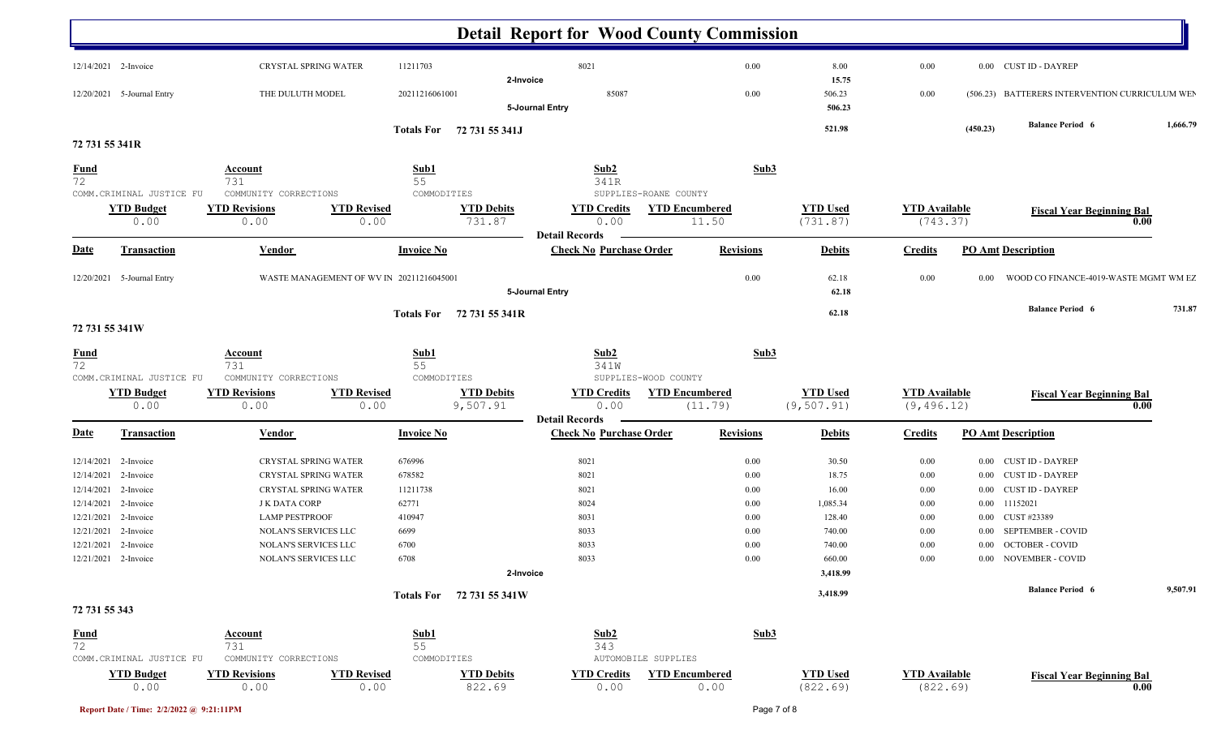# Detail Report for Wood County Commission

| Date | Transaction | Vendor | Invoice No | Check No | Purchase Order | Revisions | Debits | Credits | PO Amt | Description |
|---|---|---|---|---|---|---|---|---|---|---|
| 12/14/2021 | 2-Invoice | CRYSTAL SPRING WATER | 11211703 | 8021 | | 0.00 | 8.00 | 0.00 | 0.00 | CUST ID - DAYREP |
| | | | | 2-Invoice | | | 15.75 | | | |
| 12/20/2021 | 5-Journal Entry | THE DULUTH MODEL | 20211216061001 | 85087 | | 0.00 | 506.23 | 0.00 | (506.23) | BATTERERS INTERVENTION CURRICULUM WEN |
| | | | | 5-Journal Entry | | | 506.23 | | | |
| | | | Totals For 72 731 55 341J | | | | 521.98 | | (450.23) | Balance Period 6 1,666.79 |

## 72 731 55 341R

| Fund | Account | Sub1 | Sub2 | Sub3 |
|---|---|---|---|---|
| 72 | 731 | 55 | 341R | |
| COMM.CRIMINAL JUSTICE FU | COMMUNITY CORRECTIONS | COMMODITIES | SUPPLIES-ROANE COUNTY | |

| YTD Budget | YTD Revisions | YTD Revised | YTD Debits | YTD Credits | YTD Encumbered | YTD Used | YTD Available | Fiscal Year Beginning Bal |
|---|---|---|---|---|---|---|---|---|
| 0.00 | 0.00 | 0.00 | 731.87 | 0.00 | 11.50 | (731.87) | (743.37) | 0.00 |

**Detail Records**

| Date | Transaction | Vendor | Invoice No | Check No | Purchase Order | Revisions | Debits | Credits | PO Amt | Description |
|---|---|---|---|---|---|---|---|---|---|---|
| 12/20/2021 | 5-Journal Entry | WASTE MANAGEMENT OF WV IN | 20211216045001 | | | 0.00 | 62.18 | 0.00 | 0.00 | WOOD CO FINANCE-4019-WASTE MGMT WM EZ |
| | | | | 5-Journal Entry | | | 62.18 | | | |
| | | | Totals For 72 731 55 341R | | | | 62.18 | | | Balance Period 6 731.87 |

## 72 731 55 341W

| Fund | Account | Sub1 | Sub2 | Sub3 |
|---|---|---|---|---|
| 72 | 731 | 55 | 341W | |
| COMM.CRIMINAL JUSTICE FU | COMMUNITY CORRECTIONS | COMMODITIES | SUPPLIES-WOOD COUNTY | |

| YTD Budget | YTD Revisions | YTD Revised | YTD Debits | YTD Credits | YTD Encumbered | YTD Used | YTD Available | Fiscal Year Beginning Bal |
|---|---|---|---|---|---|---|---|---|
| 0.00 | 0.00 | 0.00 | 9,507.91 | 0.00 | (11.79) | (9,507.91) | (9,496.12) | 0.00 |

**Detail Records**

| Date | Transaction | Vendor | Invoice No | Check No | Purchase Order | Revisions | Debits | Credits | PO Amt | Description |
|---|---|---|---|---|---|---|---|---|---|---|
| 12/14/2021 | 2-Invoice | CRYSTAL SPRING WATER | 676996 | 8021 | | 0.00 | 30.50 | 0.00 | 0.00 | CUST ID - DAYREP |
| 12/14/2021 | 2-Invoice | CRYSTAL SPRING WATER | 678582 | 8021 | | 0.00 | 18.75 | 0.00 | 0.00 | CUST ID - DAYREP |
| 12/14/2021 | 2-Invoice | CRYSTAL SPRING WATER | 11211738 | 8021 | | 0.00 | 16.00 | 0.00 | 0.00 | CUST ID - DAYREP |
| 12/14/2021 | 2-Invoice | J K DATA CORP | 62771 | 8024 | | 0.00 | 1,085.34 | 0.00 | 0.00 | 11152021 |
| 12/21/2021 | 2-Invoice | LAMP PESTPROOF | 410947 | 8031 | | 0.00 | 128.40 | 0.00 | 0.00 | CUST #23389 |
| 12/21/2021 | 2-Invoice | NOLAN'S SERVICES LLC | 6699 | 8033 | | 0.00 | 740.00 | 0.00 | 0.00 | SEPTEMBER - COVID |
| 12/21/2021 | 2-Invoice | NOLAN'S SERVICES LLC | 6700 | 8033 | | 0.00 | 740.00 | 0.00 | 0.00 | OCTOBER - COVID |
| 12/21/2021 | 2-Invoice | NOLAN'S SERVICES LLC | 6708 | 8033 | | 0.00 | 660.00 | 0.00 | 0.00 | NOVEMBER - COVID |
| | | | | 2-Invoice | | | 3,418.99 | | | |
| | | | Totals For 72 731 55 341W | | | | 3,418.99 | | | Balance Period 6 9,507.91 |

## 72 731 55 343

| Fund | Account | Sub1 | Sub2 | Sub3 |
|---|---|---|---|---|
| 72 | 731 | 55 | 343 | |
| COMM.CRIMINAL JUSTICE FU | COMMUNITY CORRECTIONS | COMMODITIES | AUTOMOBILE SUPPLIES | |

| YTD Budget | YTD Revisions | YTD Revised | YTD Debits | YTD Credits | YTD Encumbered | YTD Used | YTD Available | Fiscal Year Beginning Bal |
|---|---|---|---|---|---|---|---|---|
| 0.00 | 0.00 | 0.00 | 822.69 | 0.00 | 0.00 | (822.69) | (822.69) | 0.00 |

Report Date / Time: 2/2/2022 @ 9:21:11PM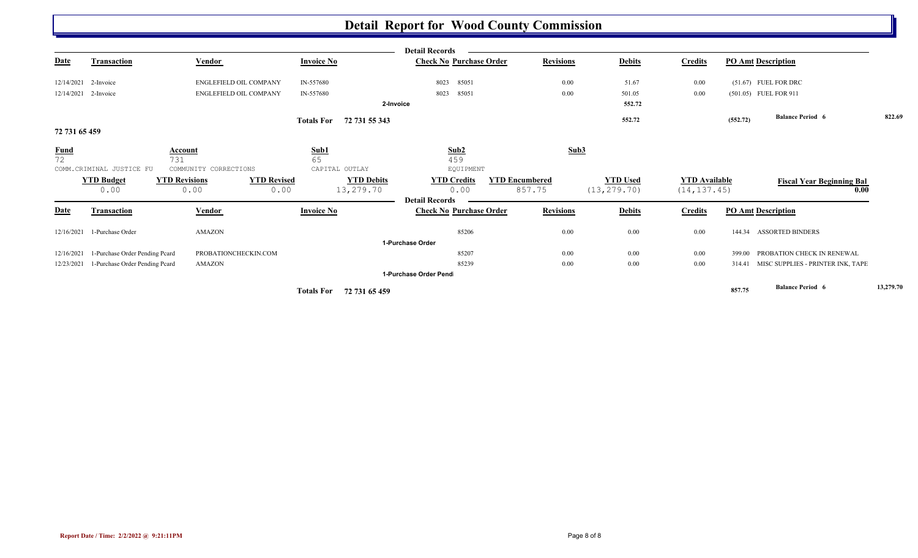# Detail Report for Wood County Commission

**Detail Records**

| Date | Transaction | Vendor | Invoice No | Check No | Purchase Order | Revisions | Debits | Credits | PO Amt | Description | |
|---|---|---|---|---|---|---|---|---|---|---|---|
| 12/14/2021 | 2-Invoice | ENGLEFIELD OIL COMPANY | IN-557680 | 8023 | 85051 | 0.00 | 51.67 | 0.00 | (51.67) | FUEL FOR DRC | |
| 12/14/2021 | 2-Invoice | ENGLEFIELD OIL COMPANY | IN-557680 | 8023 | 85051 | 0.00 | 501.05 | 0.00 | (501.05) | FUEL FOR 911 | |
| | | | | 2-Invoice | | | 552.72 | | | | |
| | | | Totals For 72 731 55 343 | | | | 552.72 | | (552.72) | Balance Period 6 | 822.69 |

**72 731 65 459**

| Fund | Account | Sub1 | Sub2 | Sub3 |
|---|---|---|---|---|
| 72 | 731 | 65 | 459 | |
| COMM.CRIMINAL JUSTICE FU | COMMUNITY CORRECTIONS | CAPITAL OUTLAY | EQUIPMENT | |

| YTD Budget | YTD Revisions | YTD Revised | YTD Debits | YTD Credits | YTD Encumbered | YTD Used | YTD Available | Fiscal Year Beginning Bal |
|---|---|---|---|---|---|---|---|---|
| 0.00 | 0.00 | 0.00 | 13,279.70 | 0.00 | 857.75 | (13,279.70) | (14,137.45) | 0.00 |

**Detail Records**

| Date | Transaction | Vendor | Invoice No | Check No | Purchase Order | Revisions | Debits | Credits | PO Amt | Description | |
|---|---|---|---|---|---|---|---|---|---|---|---|
| 12/16/2021 | 1-Purchase Order | AMAZON | | | 85206 | 0.00 | 0.00 | 0.00 | 144.34 | ASSORTED BINDERS | |
| | | | | 1-Purchase Order | | | | | | | |
| 12/16/2021 | 1-Purchase Order Pending Pcard | PROBATIONCHECKIN.COM | | | 85207 | 0.00 | 0.00 | 0.00 | 399.00 | PROBATION CHECK IN RENEWAL | |
| 12/23/2021 | 1-Purchase Order Pending Pcard | AMAZON | | | 85239 | 0.00 | 0.00 | 0.00 | 314.41 | MISC SUPPLIES - PRINTER INK, TAPE | |
| | | | | 1-Purchase Order Pendi | | | | | | | |
| | | | Totals For 72 731 65 459 | | | | | | 857.75 | Balance Period 6 | 13,279.70 |

Report Date / Time: 2/2/2022 @ 9:21:11PM